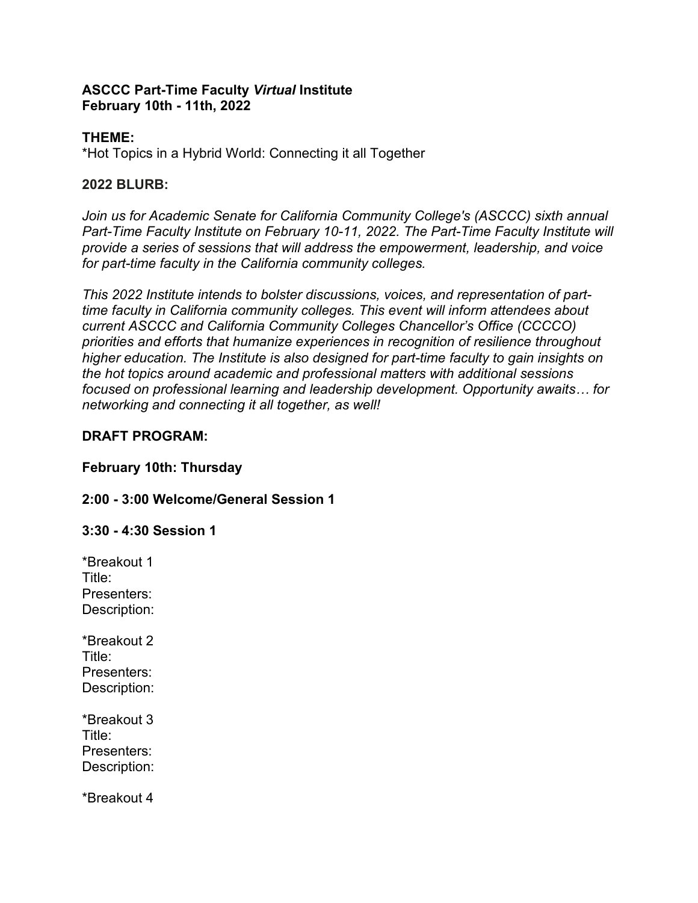**ASCCC Part-Time Faculty *Virtual* Institute**
**February 10th - 11th, 2022**

**THEME:**

*Hot Topics in a Hybrid World: Connecting it all Together

**2022 BLURB:**

*Join us for Academic Senate for California Community College's (ASCCC) sixth annual Part-Time Faculty Institute on February 10-11, 2022. The Part-Time Faculty Institute will provide a series of sessions that will address the empowerment, leadership, and voice for part-time faculty in the California community colleges.*

*This 2022 Institute intends to bolster discussions, voices, and representation of part-time faculty in California community colleges. This event will inform attendees about current ASCCC and California Community Colleges Chancellor's Office (CCCCO) priorities and efforts that humanize experiences in recognition of resilience throughout higher education. The Institute is also designed for part-time faculty to gain insights on the hot topics around academic and professional matters with additional sessions focused on professional learning and leadership development. Opportunity awaits… for networking and connecting it all together, as well!*

**DRAFT PROGRAM:**

**February 10th: Thursday**

**2:00 - 3:00 Welcome/General Session 1**

**3:30 - 4:30 Session 1**

*Breakout 1
Title:
Presenters:
Description:

*Breakout 2
Title:
Presenters:
Description:

*Breakout 3
Title:
Presenters:
Description:

*Breakout 4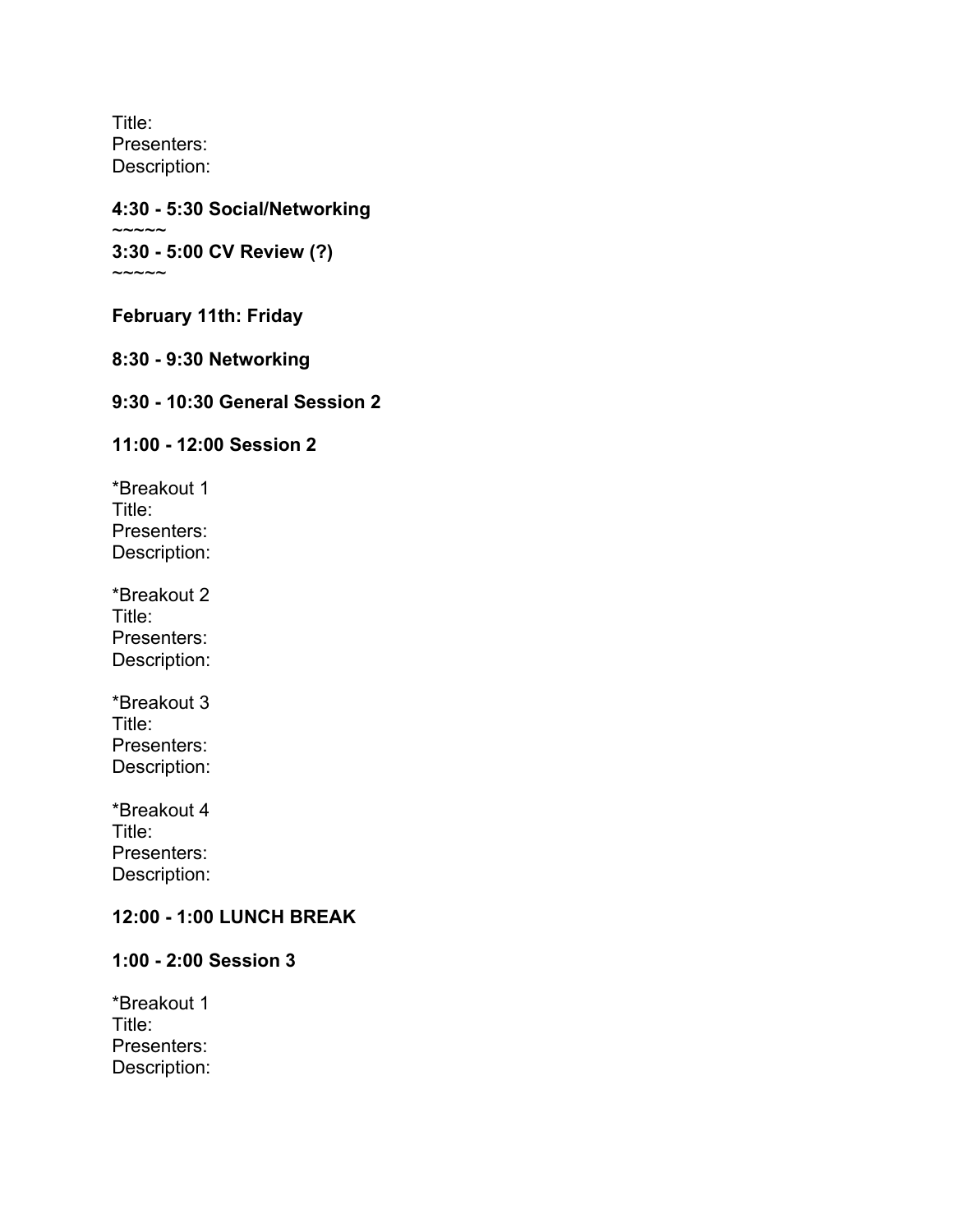Title:
Presenters:
Description:

**4:30 - 5:30 Social/Networking**

~~~~~

**3:30 - 5:00 CV Review (?)**

~~~~~

**February 11th: Friday**

**8:30 - 9:30 Networking**

**9:30 - 10:30 General Session 2**

**11:00 - 12:00 Session 2**

*Breakout 1
Title:
Presenters:
Description:

*Breakout 2
Title:
Presenters:
Description:

*Breakout 3
Title:
Presenters:
Description:

*Breakout 4
Title:
Presenters:
Description:

**12:00 - 1:00 LUNCH BREAK**

**1:00 - 2:00 Session 3**

*Breakout 1
Title:
Presenters:
Description: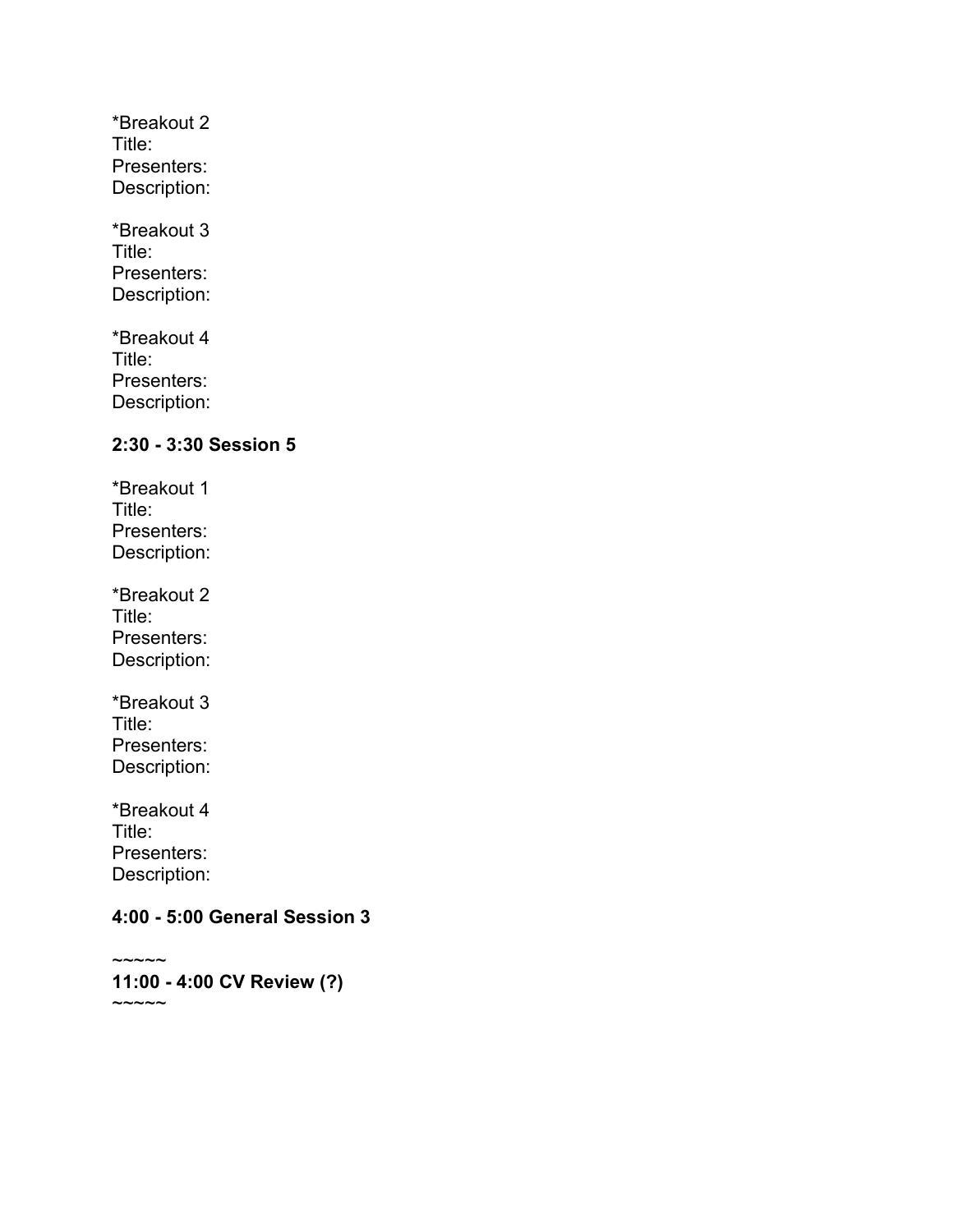*Breakout 2
Title:
Presenters:
Description:

*Breakout 3
Title:
Presenters:
Description:

*Breakout 4
Title:
Presenters:
Description:

**2:30 - 3:30 Session 5**

*Breakout 1
Title:
Presenters:
Description:

*Breakout 2
Title:
Presenters:
Description:

*Breakout 3
Title:
Presenters:
Description:

*Breakout 4
Title:
Presenters:
Description:

**4:00 - 5:00 General Session 3**

~~~~~
**11:00 - 4:00 CV Review (?)**
~~~~~